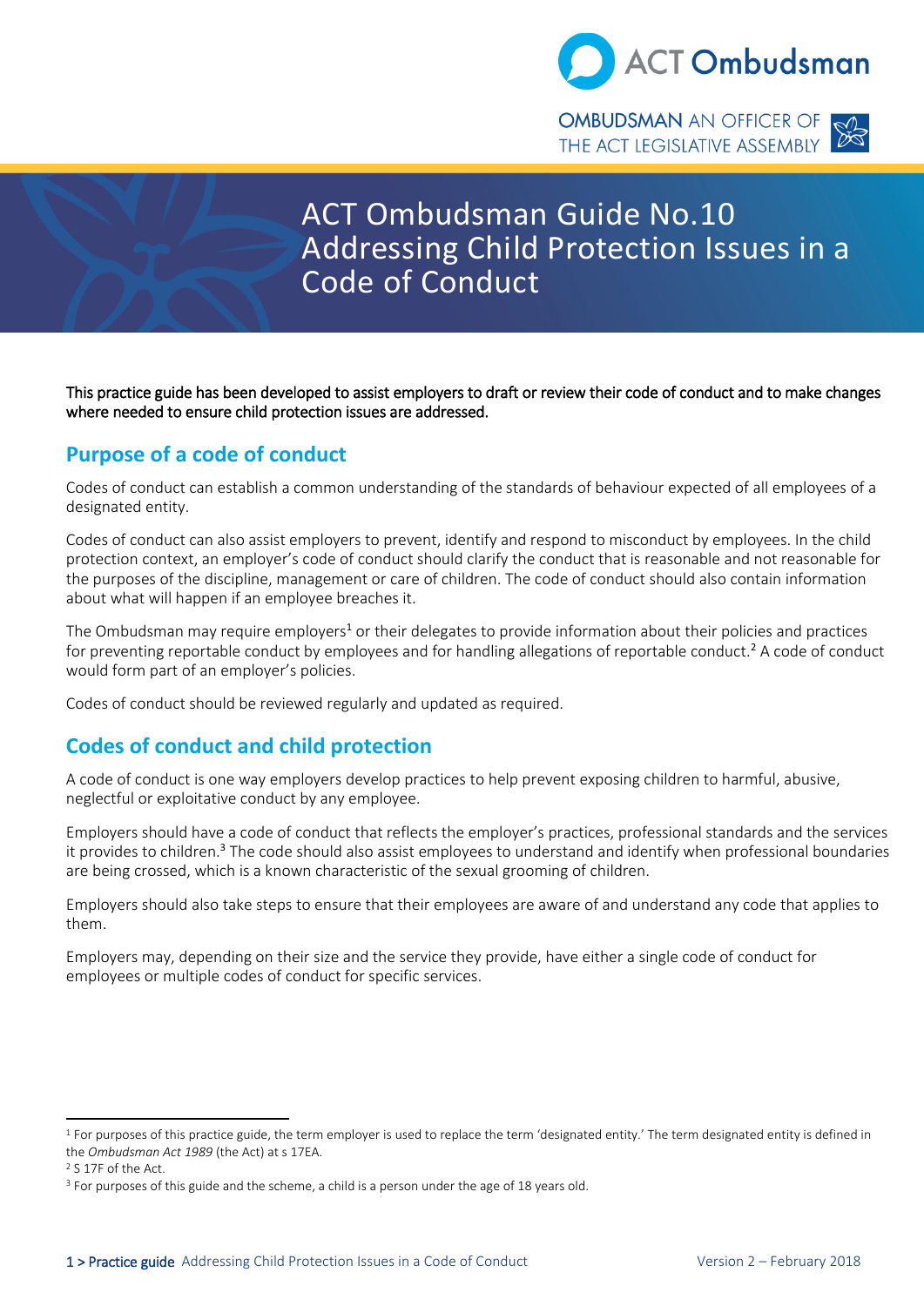# ACT Ombudsman Guide No.10 Addressing Child Protection Issues in a Code of Conduct

**This practice guide has been developed to assist employers to draft or review their code of conduct and to make changes where needed to ensure child protection issues are addressed.**

## Purpose of a code of conduct

Codes of conduct can establish a common understanding of the standards of behaviour expected of all employees of a designated entity.

Codes of conduct can also assist employers to prevent, identify and respond to misconduct by employees. In the child protection context, an employer's code of conduct should clarify the conduct that is reasonable and not reasonable for the purposes of the discipline, management or care of children. The code of conduct should also contain information about what will happen if an employee breaches it.

The Ombudsman may require employers[1] or their delegates to provide information about their policies and practices for preventing reportable conduct by employees and for handling allegations of reportable conduct.[2] A code of conduct would form part of an employer's policies.

Codes of conduct should be reviewed regularly and updated as required.

## Codes of conduct and child protection

A code of conduct is one way employers develop practices to help prevent exposing children to harmful, abusive, neglectful or exploitative conduct by any employee.

Employers should have a code of conduct that reflects the employer's practices, professional standards and the services it provides to children.[3] The code should also assist employees to understand and identify when professional boundaries are being crossed, which is a known characteristic of the sexual grooming of children.

Employers should also take steps to ensure that their employees are aware of and understand any code that applies to them.

Employers may, depending on their size and the service they provide, have either a single code of conduct for employees or multiple codes of conduct for specific services.

---

[1] For purposes of this practice guide, the term employer is used to replace the term 'designated entity.' The term designated entity is defined in the *Ombudsman Act 1989* (the Act) at s 17EA.

[2] S 17F of the Act.

[3] For purposes of this guide and the scheme, a child is a person under the age of 18 years old.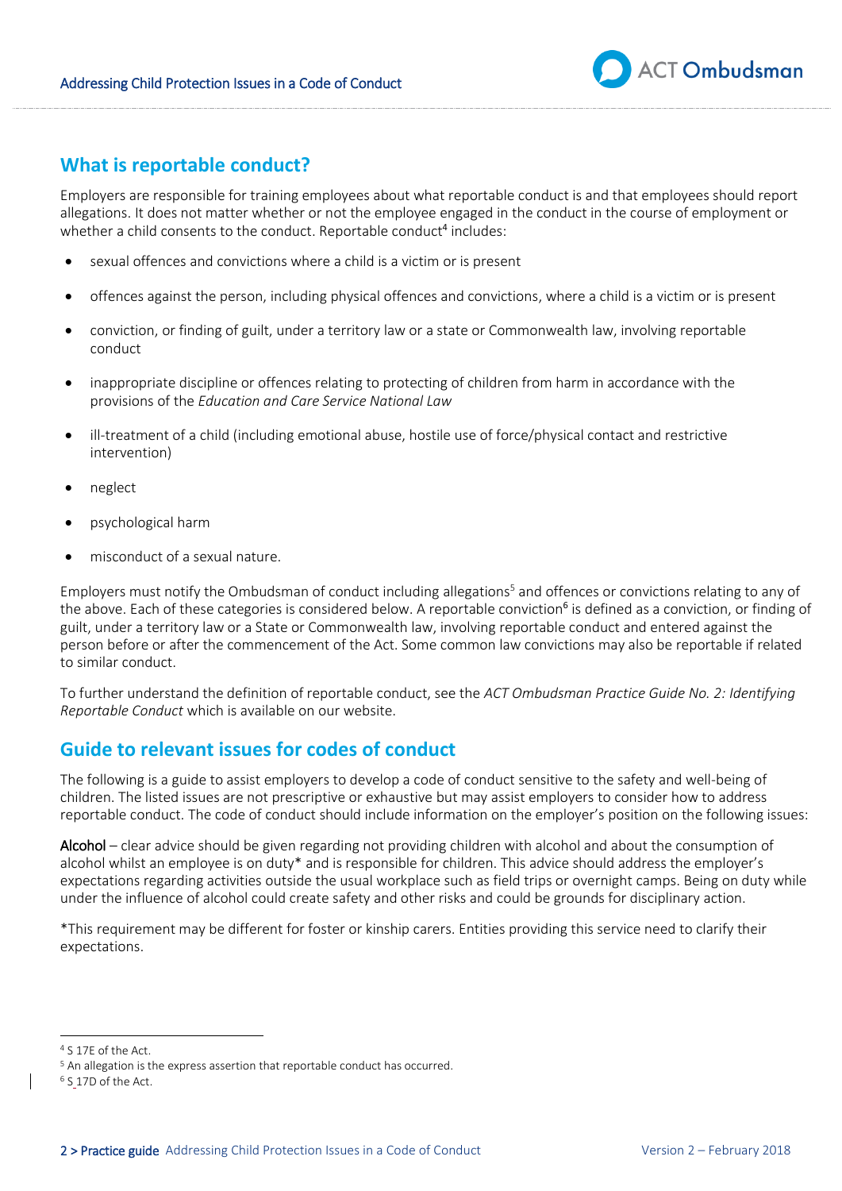## What is reportable conduct?

Employers are responsible for training employees about what reportable conduct is and that employees should report allegations. It does not matter whether or not the employee engaged in the conduct in the course of employment or whether a child consents to the conduct. Reportable conduct[4] includes:

- sexual offences and convictions where a child is a victim or is present
- offences against the person, including physical offences and convictions, where a child is a victim or is present
- conviction, or finding of guilt, under a territory law or a state or Commonwealth law, involving reportable conduct
- inappropriate discipline or offences relating to protecting of children from harm in accordance with the provisions of the *Education and Care Service National Law*
- ill-treatment of a child (including emotional abuse, hostile use of force/physical contact and restrictive intervention)
- neglect
- psychological harm
- misconduct of a sexual nature.

Employers must notify the Ombudsman of conduct including allegations[5] and offences or convictions relating to any of the above. Each of these categories is considered below. A reportable conviction[6] is defined as a conviction, or finding of guilt, under a territory law or a State or Commonwealth law, involving reportable conduct and entered against the person before or after the commencement of the Act. Some common law convictions may also be reportable if related to similar conduct.

To further understand the definition of reportable conduct, see the *ACT Ombudsman Practice Guide No. 2: Identifying Reportable Conduct* which is available on our website.

## Guide to relevant issues for codes of conduct

The following is a guide to assist employers to develop a code of conduct sensitive to the safety and well-being of children. The listed issues are not prescriptive or exhaustive but may assist employers to consider how to address reportable conduct. The code of conduct should include information on the employer's position on the following issues:

**Alcohol** – clear advice should be given regarding not providing children with alcohol and about the consumption of alcohol whilst an employee is on duty* and is responsible for children. This advice should address the employer's expectations regarding activities outside the usual workplace such as field trips or overnight camps. Being on duty while under the influence of alcohol could create safety and other risks and could be grounds for disciplinary action.

*This requirement may be different for foster or kinship carers. Entities providing this service need to clarify their expectations.

---

[4] S 17E of the Act.

[5] An allegation is the express assertion that reportable conduct has occurred.

[6] S 17D of the Act.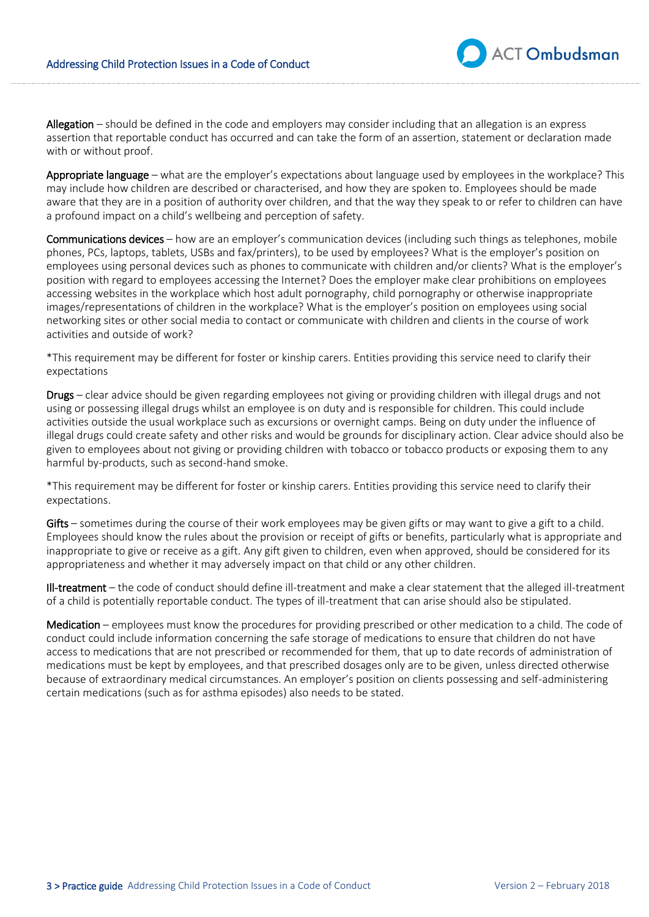**Allegation** – should be defined in the code and employers may consider including that an allegation is an express assertion that reportable conduct has occurred and can take the form of an assertion, statement or declaration made with or without proof.

**Appropriate language** – what are the employer's expectations about language used by employees in the workplace? This may include how children are described or characterised, and how they are spoken to. Employees should be made aware that they are in a position of authority over children, and that the way they speak to or refer to children can have a profound impact on a child's wellbeing and perception of safety.

**Communications devices** – how are an employer's communication devices (including such things as telephones, mobile phones, PCs, laptops, tablets, USBs and fax/printers), to be used by employees? What is the employer's position on employees using personal devices such as phones to communicate with children and/or clients? What is the employer's position with regard to employees accessing the Internet? Does the employer make clear prohibitions on employees accessing websites in the workplace which host adult pornography, child pornography or otherwise inappropriate images/representations of children in the workplace? What is the employer's position on employees using social networking sites or other social media to contact or communicate with children and clients in the course of work activities and outside of work?

*This requirement may be different for foster or kinship carers. Entities providing this service need to clarify their expectations

**Drugs** – clear advice should be given regarding employees not giving or providing children with illegal drugs and not using or possessing illegal drugs whilst an employee is on duty and is responsible for children. This could include activities outside the usual workplace such as excursions or overnight camps. Being on duty under the influence of illegal drugs could create safety and other risks and would be grounds for disciplinary action. Clear advice should also be given to employees about not giving or providing children with tobacco or tobacco products or exposing them to any harmful by-products, such as second-hand smoke.

*This requirement may be different for foster or kinship carers. Entities providing this service need to clarify their expectations.

**Gifts** – sometimes during the course of their work employees may be given gifts or may want to give a gift to a child. Employees should know the rules about the provision or receipt of gifts or benefits, particularly what is appropriate and inappropriate to give or receive as a gift. Any gift given to children, even when approved, should be considered for its appropriateness and whether it may adversely impact on that child or any other children.

**Ill-treatment** – the code of conduct should define ill-treatment and make a clear statement that the alleged ill-treatment of a child is potentially reportable conduct. The types of ill-treatment that can arise should also be stipulated.

**Medication** – employees must know the procedures for providing prescribed or other medication to a child. The code of conduct could include information concerning the safe storage of medications to ensure that children do not have access to medications that are not prescribed or recommended for them, that up to date records of administration of medications must be kept by employees, and that prescribed dosages only are to be given, unless directed otherwise because of extraordinary medical circumstances. An employer's position on clients possessing and self-administering certain medications (such as for asthma episodes) also needs to be stated.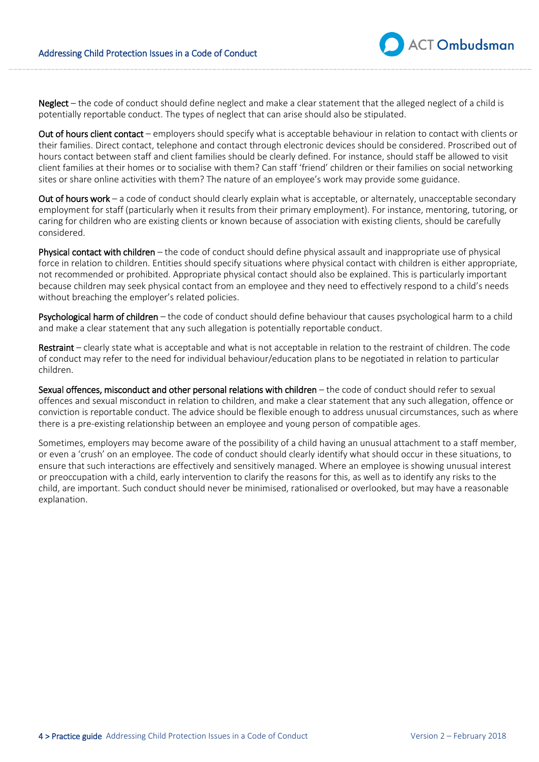**Neglect** – the code of conduct should define neglect and make a clear statement that the alleged neglect of a child is potentially reportable conduct. The types of neglect that can arise should also be stipulated.

**Out of hours client contact** – employers should specify what is acceptable behaviour in relation to contact with clients or their families. Direct contact, telephone and contact through electronic devices should be considered. Proscribed out of hours contact between staff and client families should be clearly defined. For instance, should staff be allowed to visit client families at their homes or to socialise with them? Can staff 'friend' children or their families on social networking sites or share online activities with them? The nature of an employee's work may provide some guidance.

**Out of hours work** – a code of conduct should clearly explain what is acceptable, or alternately, unacceptable secondary employment for staff (particularly when it results from their primary employment). For instance, mentoring, tutoring, or caring for children who are existing clients or known because of association with existing clients, should be carefully considered.

**Physical contact with children** – the code of conduct should define physical assault and inappropriate use of physical force in relation to children. Entities should specify situations where physical contact with children is either appropriate, not recommended or prohibited. Appropriate physical contact should also be explained. This is particularly important because children may seek physical contact from an employee and they need to effectively respond to a child's needs without breaching the employer's related policies.

**Psychological harm of children** – the code of conduct should define behaviour that causes psychological harm to a child and make a clear statement that any such allegation is potentially reportable conduct.

**Restraint** – clearly state what is acceptable and what is not acceptable in relation to the restraint of children. The code of conduct may refer to the need for individual behaviour/education plans to be negotiated in relation to particular children.

**Sexual offences, misconduct and other personal relations with children** – the code of conduct should refer to sexual offences and sexual misconduct in relation to children, and make a clear statement that any such allegation, offence or conviction is reportable conduct. The advice should be flexible enough to address unusual circumstances, such as where there is a pre-existing relationship between an employee and young person of compatible ages.

Sometimes, employers may become aware of the possibility of a child having an unusual attachment to a staff member, or even a 'crush' on an employee. The code of conduct should clearly identify what should occur in these situations, to ensure that such interactions are effectively and sensitively managed. Where an employee is showing unusual interest or preoccupation with a child, early intervention to clarify the reasons for this, as well as to identify any risks to the child, are important. Such conduct should never be minimised, rationalised or overlooked, but may have a reasonable explanation.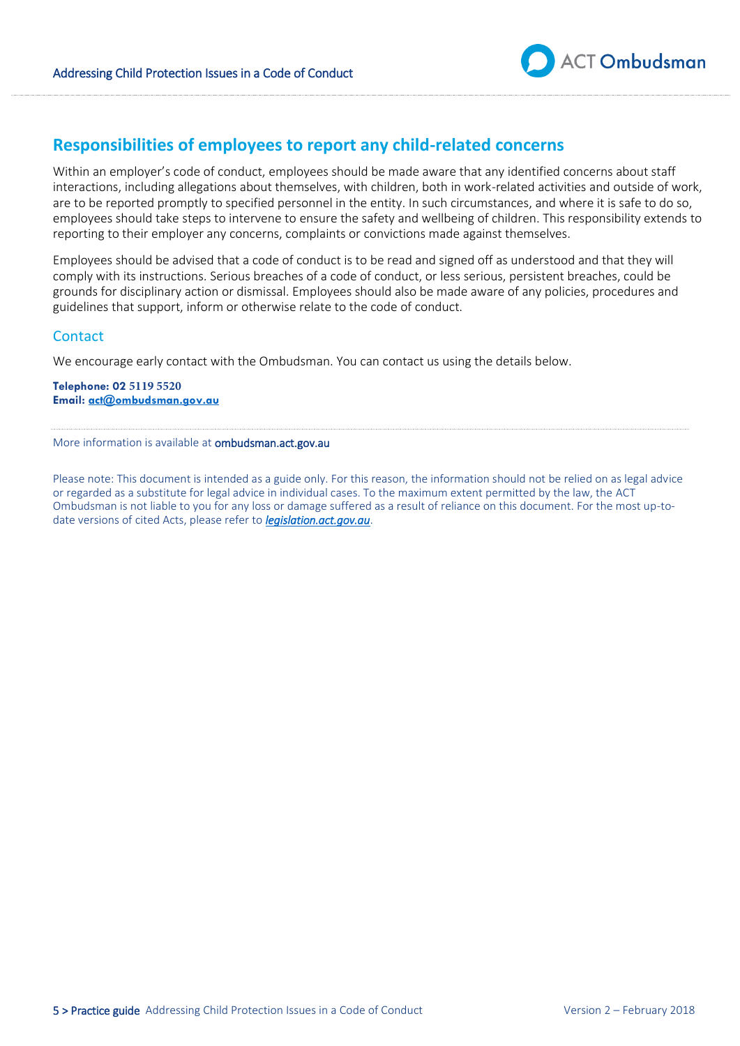## Responsibilities of employees to report any child-related concerns

Within an employer's code of conduct, employees should be made aware that any identified concerns about staff interactions, including allegations about themselves, with children, both in work-related activities and outside of work, are to be reported promptly to specified personnel in the entity. In such circumstances, and where it is safe to do so, employees should take steps to intervene to ensure the safety and wellbeing of children. This responsibility extends to reporting to their employer any concerns, complaints or convictions made against themselves.

Employees should be advised that a code of conduct is to be read and signed off as understood and that they will comply with its instructions. Serious breaches of a code of conduct, or less serious, persistent breaches, could be grounds for disciplinary action or dismissal. Employees should also be made aware of any policies, procedures and guidelines that support, inform or otherwise relate to the code of conduct.

### Contact

We encourage early contact with the Ombudsman. You can contact us using the details below.

**Telephone: 02 5119 5520**
**Email: act@ombudsman.gov.au**

More information is available at ombudsman.act.gov.au

Please note: This document is intended as a guide only. For this reason, the information should not be relied on as legal advice or regarded as a substitute for legal advice in individual cases. To the maximum extent permitted by the law, the ACT Ombudsman is not liable to you for any loss or damage suffered as a result of reliance on this document. For the most up-to-date versions of cited Acts, please refer to *legislation.act.gov.au*.